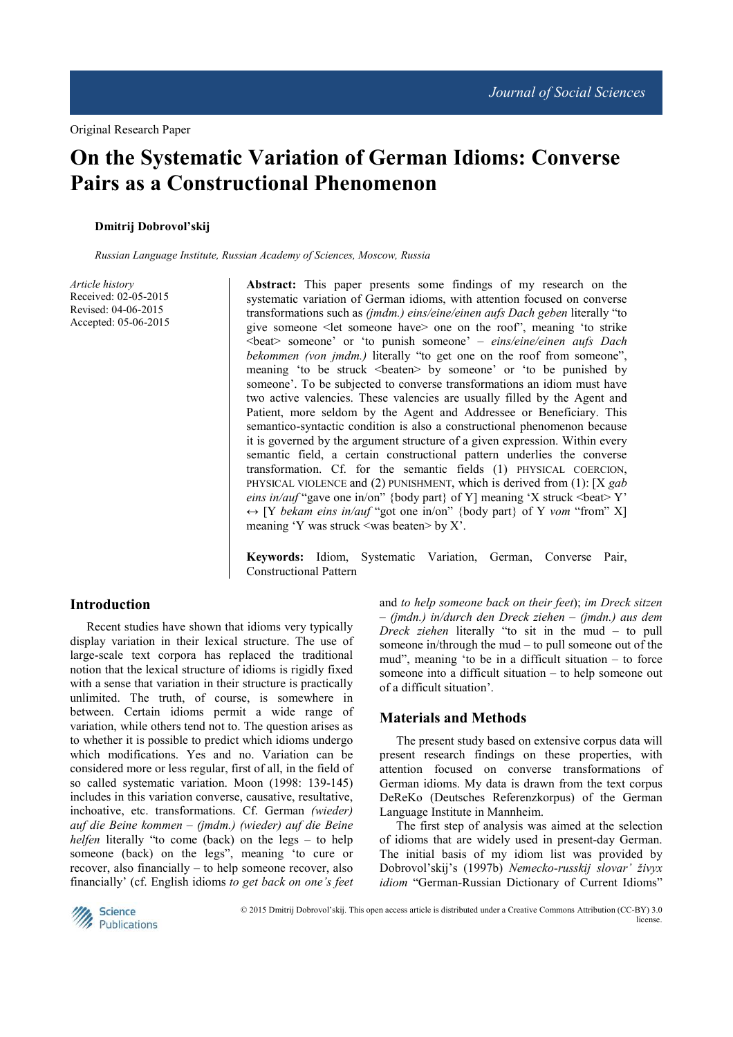Journal of Social Sciences

Original Research Paper

# On the Systematic Variation of German Idioms: Converse Pairs as a Constructional Phenomenon

**Dmitrij Dobrovol'skij**

*Russian Language Institute, Russian Academy of Sciences, Moscow, Russia*

*Article history*
Received: 02-05-2015
Revised: 04-06-2015
Accepted: 05-06-2015

**Abstract:** This paper presents some findings of my research on the systematic variation of German idioms, with attention focused on converse transformations such as *(jmdm.) eins/eine/einen aufs Dach geben* literally "to give someone <let someone have> one on the roof", meaning 'to strike <beat> someone' or 'to punish someone' – *eins/eine/einen aufs Dach bekommen (von jmdm.)* literally "to get one on the roof from someone", meaning 'to be struck <beaten> by someone' or 'to be punished by someone'. To be subjected to converse transformations an idiom must have two active valencies. These valencies are usually filled by the Agent and Patient, more seldom by the Agent and Addressee or Beneficiary. This semantico-syntactic condition is also a constructional phenomenon because it is governed by the argument structure of a given expression. Within every semantic field, a certain constructional pattern underlies the converse transformation. Cf. for the semantic fields (1) PHYSICAL COERCION, PHYSICAL VIOLENCE and (2) PUNISHMENT, which is derived from (1): [X *gab eins in/auf* "gave one in/on" {body part} of Y] meaning 'X struck <beat> Y' ↔ [Y *bekam eins in/auf* "got one in/on" {body part} of Y *vom* "from" X] meaning 'Y was struck <was beaten> by X'.

**Keywords:** Idiom, Systematic Variation, German, Converse Pair, Constructional Pattern

## Introduction

Recent studies have shown that idioms very typically display variation in their lexical structure. The use of large-scale text corpora has replaced the traditional notion that the lexical structure of idioms is rigidly fixed with a sense that variation in their structure is practically unlimited. The truth, of course, is somewhere in between. Certain idioms permit a wide range of variation, while others tend not to. The question arises as to whether it is possible to predict which idioms undergo which modifications. Yes and no. Variation can be considered more or less regular, first of all, in the field of so called systematic variation. Moon (1998: 139-145) includes in this variation converse, causative, resultative, inchoative, etc. transformations. Cf. German *(wieder) auf die Beine kommen* – *(jmdn.) (wieder) auf die Beine helfen* literally "to come (back) on the legs – to help someone (back) on the legs", meaning 'to cure or recover, also financially – to help someone recover, also financially' (cf. English idioms *to get back on one's feet* and *to help someone back on their feet*); *im Dreck sitzen* – *(jmdn.) in/durch den Dreck ziehen* – *(jmdn.) aus dem Dreck ziehen* literally "to sit in the mud – to pull someone in/through the mud – to pull someone out of the mud", meaning 'to be in a difficult situation – to force someone into a difficult situation – to help someone out of a difficult situation'.

## Materials and Methods

The present study based on extensive corpus data will present research findings on these properties, with attention focused on converse transformations of German idioms. My data is drawn from the text corpus DeReKo (Deutsches Referenzkorpus) of the German Language Institute in Mannheim.

The first step of analysis was aimed at the selection of idioms that are widely used in present-day German. The initial basis of my idiom list was provided by Dobrovol'skij's (1997b) *Nemecko-russkij slovar' živyx idiom* "German-Russian Dictionary of Current Idioms"

© 2015 Dmitrij Dobrovol'skij. This open access article is distributed under a Creative Commons Attribution (CC-BY) 3.0 license.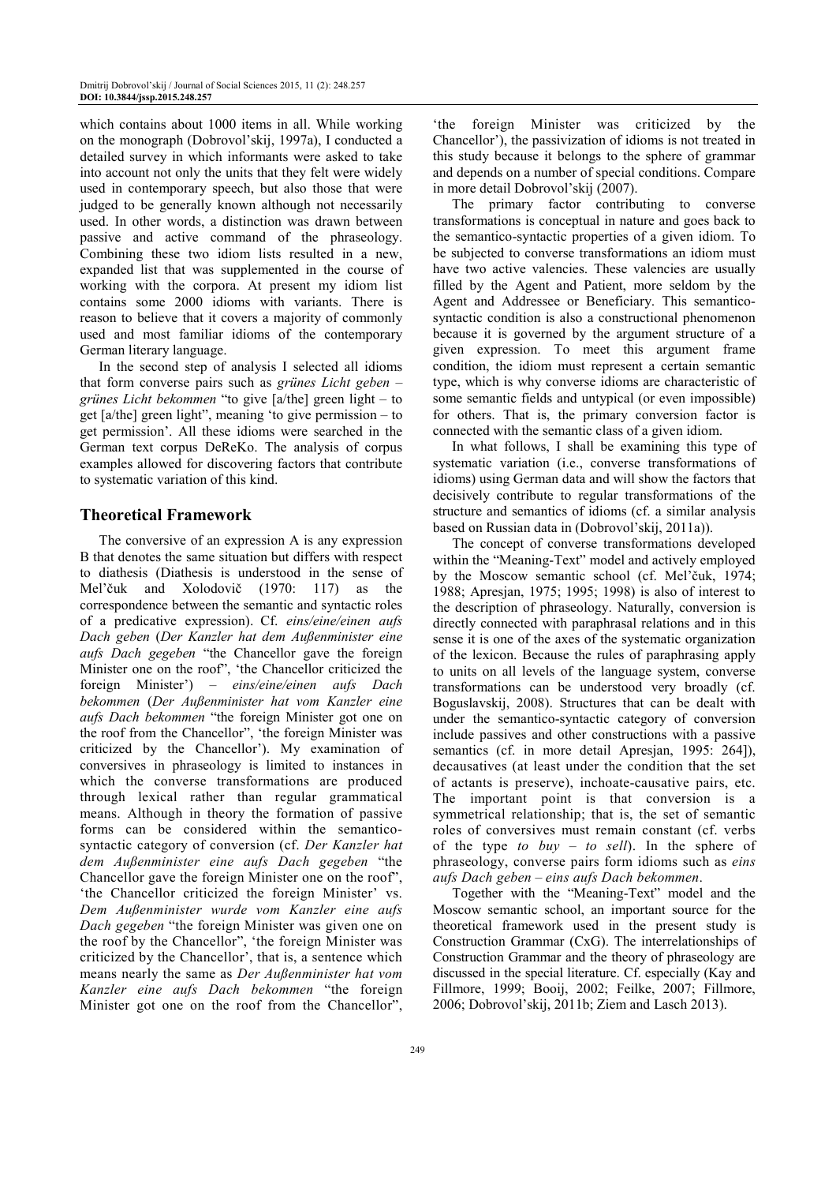which contains about 1000 items in all. While working on the monograph (Dobrovol'skij, 1997a), I conducted a detailed survey in which informants were asked to take into account not only the units that they felt were widely used in contemporary speech, but also those that were judged to be generally known although not necessarily used. In other words, a distinction was drawn between passive and active command of the phraseology. Combining these two idiom lists resulted in a new, expanded list that was supplemented in the course of working with the corpora. At present my idiom list contains some 2000 idioms with variants. There is reason to believe that it covers a majority of commonly used and most familiar idioms of the contemporary German literary language.

In the second step of analysis I selected all idioms that form converse pairs such as *grünes Licht geben* – *grünes Licht bekommen* "to give [a/the] green light – to get [a/the] green light", meaning 'to give permission – to get permission'. All these idioms were searched in the German text corpus DeReKo. The analysis of corpus examples allowed for discovering factors that contribute to systematic variation of this kind.

## Theoretical Framework

The conversive of an expression A is any expression B that denotes the same situation but differs with respect to diathesis (Diathesis is understood in the sense of Mel'čuk and Xolodovič (1970: 117) as the correspondence between the semantic and syntactic roles of a predicative expression). Cf. *eins/eine/einen aufs Dach geben* (*Der Kanzler hat dem Außenminister eine aufs Dach gegeben* "the Chancellor gave the foreign Minister one on the roof", 'the Chancellor criticized the foreign Minister') – *eins/eine/einen aufs Dach bekommen* (*Der Außenminister hat vom Kanzler eine aufs Dach bekommen* "the foreign Minister got one on the roof from the Chancellor", 'the foreign Minister was criticized by the Chancellor'). My examination of conversives in phraseology is limited to instances in which the converse transformations are produced through lexical rather than regular grammatical means. Although in theory the formation of passive forms can be considered within the semantico-syntactic category of conversion (cf. *Der Kanzler hat dem Außenminister eine aufs Dach gegeben* "the Chancellor gave the foreign Minister one on the roof", 'the Chancellor criticized the foreign Minister' vs. *Dem Außenminister wurde vom Kanzler eine aufs Dach gegeben* "the foreign Minister was given one on the roof by the Chancellor", 'the foreign Minister was criticized by the Chancellor', that is, a sentence which means nearly the same as *Der Außenminister hat vom Kanzler eine aufs Dach bekommen* "the foreign Minister got one on the roof from the Chancellor", 'the foreign Minister was criticized by the Chancellor'), the passivization of idioms is not treated in this study because it belongs to the sphere of grammar and depends on a number of special conditions. Compare in more detail Dobrovol'skij (2007).

The primary factor contributing to converse transformations is conceptual in nature and goes back to the semantico-syntactic properties of a given idiom. To be subjected to converse transformations an idiom must have two active valencies. These valencies are usually filled by the Agent and Patient, more seldom by the Agent and Addressee or Beneficiary. This semantico-syntactic condition is also a constructional phenomenon because it is governed by the argument structure of a given expression. To meet this argument frame condition, the idiom must represent a certain semantic type, which is why converse idioms are characteristic of some semantic fields and untypical (or even impossible) for others. That is, the primary conversion factor is connected with the semantic class of a given idiom.

In what follows, I shall be examining this type of systematic variation (i.e., converse transformations of idioms) using German data and will show the factors that decisively contribute to regular transformations of the structure and semantics of idioms (cf. a similar analysis based on Russian data in (Dobrovol'skij, 2011a)).

The concept of converse transformations developed within the "Meaning-Text" model and actively employed by the Moscow semantic school (cf. Mel'čuk, 1974; 1988; Apresjan, 1975; 1995; 1998) is also of interest to the description of phraseology. Naturally, conversion is directly connected with paraphrasal relations and in this sense it is one of the axes of the systematic organization of the lexicon. Because the rules of paraphrasing apply to units on all levels of the language system, converse transformations can be understood very broadly (cf. Boguslavskij, 2008). Structures that can be dealt with under the semantico-syntactic category of conversion include passives and other constructions with a passive semantics (cf. in more detail Apresjan, 1995: 264]), decausatives (at least under the condition that the set of actants is preserve), inchoate-causative pairs, etc. The important point is that conversion is a symmetrical relationship; that is, the set of semantic roles of conversives must remain constant (cf. verbs of the type *to buy* – *to sell*). In the sphere of phraseology, converse pairs form idioms such as *eins aufs Dach geben* – *eins aufs Dach bekommen*.

Together with the "Meaning-Text" model and the Moscow semantic school, an important source for the theoretical framework used in the present study is Construction Grammar (CxG). The interrelationships of Construction Grammar and the theory of phraseology are discussed in the special literature. Cf. especially (Kay and Fillmore, 1999; Booij, 2002; Feilke, 2007; Fillmore, 2006; Dobrovol'skij, 2011b; Ziem and Lasch 2013).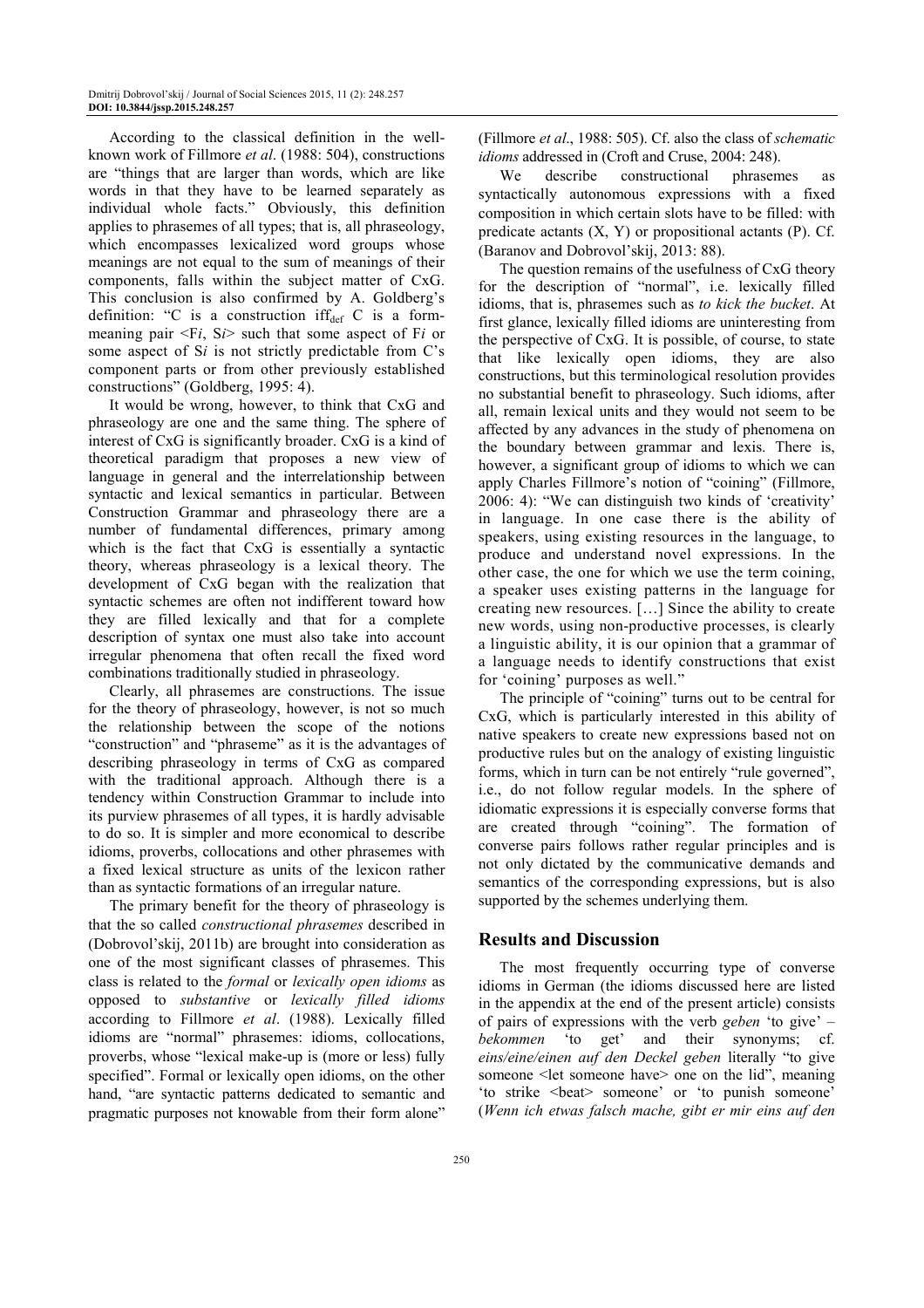According to the classical definition in the well-known work of Fillmore *et al*. (1988: 504), constructions are "things that are larger than words, which are like words in that they have to be learned separately as individual whole facts." Obviously, this definition applies to phrasemes of all types; that is, all phraseology, which encompasses lexicalized word groups whose meanings are not equal to the sum of meanings of their components, falls within the subject matter of CxG. This conclusion is also confirmed by A. Goldberg's definition: "C is a construction $\text{iff}_{\text{def}}$ C is a form-meaning pair <F*i*, S*i*> such that some aspect of F*i* or some aspect of S*i* is not strictly predictable from C's component parts or from other previously established constructions" (Goldberg, 1995: 4).

It would be wrong, however, to think that CxG and phraseology are one and the same thing. The sphere of interest of CxG is significantly broader. CxG is a kind of theoretical paradigm that proposes a new view of language in general and the interrelationship between syntactic and lexical semantics in particular. Between Construction Grammar and phraseology there are a number of fundamental differences, primary among which is the fact that CxG is essentially a syntactic theory, whereas phraseology is a lexical theory. The development of CxG began with the realization that syntactic schemes are often not indifferent toward how they are filled lexically and that for a complete description of syntax one must also take into account irregular phenomena that often recall the fixed word combinations traditionally studied in phraseology.

Clearly, all phrasemes are constructions. The issue for the theory of phraseology, however, is not so much the relationship between the scope of the notions "construction" and "phraseme" as it is the advantages of describing phraseology in terms of CxG as compared with the traditional approach. Although there is a tendency within Construction Grammar to include into its purview phrasemes of all types, it is hardly advisable to do so. It is simpler and more economical to describe idioms, proverbs, collocations and other phrasemes with a fixed lexical structure as units of the lexicon rather than as syntactic formations of an irregular nature.

The primary benefit for the theory of phraseology is that the so called *constructional phrasemes* described in (Dobrovol'skij, 2011b) are brought into consideration as one of the most significant classes of phrasemes. This class is related to the *formal* or *lexically open idioms* as opposed to *substantive* or *lexically filled idioms* according to Fillmore *et al*. (1988). Lexically filled idioms are "normal" phrasemes: idioms, collocations, proverbs, whose "lexical make-up is (more or less) fully specified". Formal or lexically open idioms, on the other hand, "are syntactic patterns dedicated to semantic and pragmatic purposes not knowable from their form alone" (Fillmore *et al*., 1988: 505). Cf. also the class of *schematic idioms* addressed in (Croft and Cruse, 2004: 248).

We describe constructional phrasemes as syntactically autonomous expressions with a fixed composition in which certain slots have to be filled: with predicate actants (X, Y) or propositional actants (P). Cf. (Baranov and Dobrovol'skij, 2013: 88).

The question remains of the usefulness of CxG theory for the description of "normal", i.e. lexically filled idioms, that is, phrasemes such as *to kick the bucket*. At first glance, lexically filled idioms are uninteresting from the perspective of CxG. It is possible, of course, to state that like lexically open idioms, they are also constructions, but this terminological resolution provides no substantial benefit to phraseology. Such idioms, after all, remain lexical units and they would not seem to be affected by any advances in the study of phenomena on the boundary between grammar and lexis. There is, however, a significant group of idioms to which we can apply Charles Fillmore's notion of "coining" (Fillmore, 2006: 4): "We can distinguish two kinds of 'creativity' in language. In one case there is the ability of speakers, using existing resources in the language, to produce and understand novel expressions. In the other case, the one for which we use the term coining, a speaker uses existing patterns in the language for creating new resources. […] Since the ability to create new words, using non-productive processes, is clearly a linguistic ability, it is our opinion that a grammar of a language needs to identify constructions that exist for 'coining' purposes as well."

The principle of "coining" turns out to be central for CxG, which is particularly interested in this ability of native speakers to create new expressions based not on productive rules but on the analogy of existing linguistic forms, which in turn can be not entirely "rule governed", i.e., do not follow regular models. In the sphere of idiomatic expressions it is especially converse forms that are created through "coining". The formation of converse pairs follows rather regular principles and is not only dictated by the communicative demands and semantics of the corresponding expressions, but is also supported by the schemes underlying them.

## Results and Discussion

The most frequently occurring type of converse idioms in German (the idioms discussed here are listed in the appendix at the end of the present article) consists of pairs of expressions with the verb *geben* 'to give' – *bekommen* 'to get' and their synonyms; cf. *eins/eine/einen auf den Deckel geben* literally "to give someone <let someone have> one on the lid", meaning 'to strike <beat> someone' or 'to punish someone' (*Wenn ich etwas falsch mache, gibt er mir eins auf den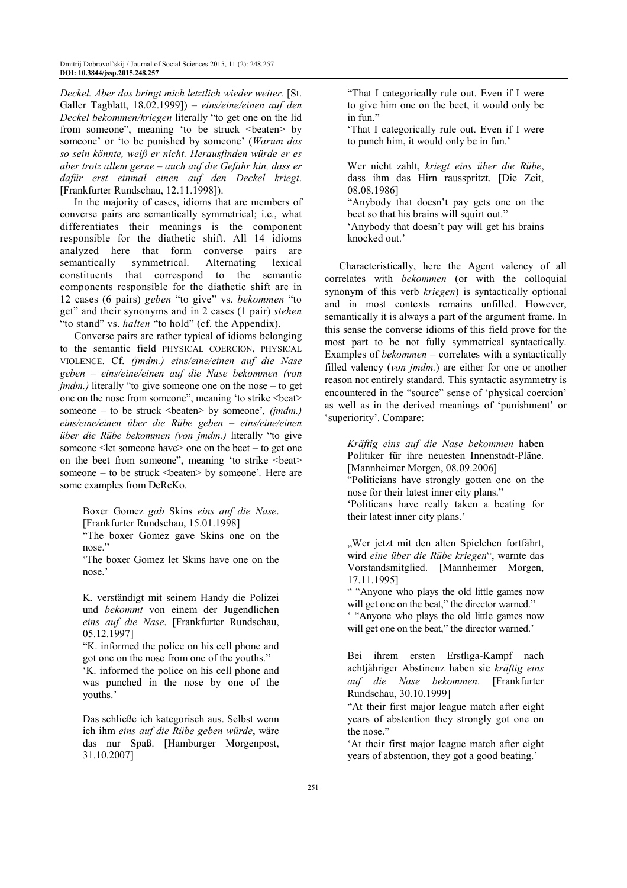*Deckel. Aber das bringt mich letztlich wieder weiter.* [St. Galler Tagblatt, 18.02.1999]) – *eins/eine/einen auf den Deckel bekommen/kriegen* literally "to get one on the lid from someone", meaning 'to be struck <beaten> by someone' or 'to be punished by someone' (*Warum das so sein könnte, weiß er nicht. Herausfinden würde er es aber trotz allem gerne – auch auf die Gefahr hin, dass er dafür erst einmal einen auf den Deckel kriegt*. [Frankfurter Rundschau, 12.11.1998]).

In the majority of cases, idioms that are members of converse pairs are semantically symmetrical; i.e., what differentiates their meanings is the component responsible for the diathetic shift. All 14 idioms analyzed here that form converse pairs are semantically symmetrical. Alternating lexical constituents that correspond to the semantic components responsible for the diathetic shift are in 12 cases (6 pairs) *geben* "to give" vs. *bekommen* "to get" and their synonyms and in 2 cases (1 pair) *stehen* "to stand" vs. *halten* "to hold" (cf. the Appendix).

Converse pairs are rather typical of idioms belonging to the semantic field PHYSICAL COERCION, PHYSICAL VIOLENCE. Cf. *(jmdm.) eins/eine/einen auf die Nase geben – eins/eine/einen auf die Nase bekommen (von jmdm.)* literally "to give someone one on the nose – to get one on the nose from someone", meaning 'to strike <beat> someone – to be struck <beaten> by someone'*, (jmdm.) eins/eine/einen über die Rübe geben – eins/eine/einen über die Rübe bekommen (von jmdm.)* literally "to give someone <let someone have> one on the beet – to get one on the beet from someone", meaning 'to strike <beat> someone – to be struck <beaten> by someone'*.* Here are some examples from DeReKo.

> Boxer Gomez *gab* Skins *eins auf die Nase*. [Frankfurter Rundschau, 15.01.1998]
> "The boxer Gomez gave Skins one on the nose."
> 'The boxer Gomez let Skins have one on the nose.'

> K. verständigt mit seinem Handy die Polizei und *bekommt* von einem der Jugendlichen *eins auf die Nase*. [Frankfurter Rundschau, 05.12.1997]
> "K. informed the police on his cell phone and got one on the nose from one of the youths."
> 'K. informed the police on his cell phone and was punched in the nose by one of the youths.'

> Das schließe ich kategorisch aus. Selbst wenn ich ihm *eins auf die Rübe geben würde*, wäre das nur Spaß. [Hamburger Morgenpost, 31.10.2007]
> "That I categorically rule out. Even if I were to give him one on the beet, it would only be in fun."
> 'That I categorically rule out. Even if I were to punch him, it would only be in fun.'

> Wer nicht zahlt, *kriegt eins über die Rübe*, dass ihm das Hirn rausspritzt. [Die Zeit, 08.08.1986]
> "Anybody that doesn't pay gets one on the beet so that his brains will squirt out."
> 'Anybody that doesn't pay will get his brains knocked out.'

Characteristically, here the Agent valency of all correlates with *bekommen* (or with the colloquial synonym of this verb *kriegen*) is syntactically optional and in most contexts remains unfilled. However, semantically it is always a part of the argument frame. In this sense the converse idioms of this field prove for the most part to be not fully symmetrical syntactically. Examples of *bekommen* – correlates with a syntactically filled valency (*von jmdm.*) are either for one or another reason not entirely standard. This syntactic asymmetry is encountered in the "source" sense of 'physical coercion' as well as in the derived meanings of 'punishment' or 'superiority'. Compare:

> *Kräftig eins auf die Nase bekommen* haben Politiker für ihre neuesten Innenstadt-Pläne. [Mannheimer Morgen, 08.09.2006]
> "Politicians have strongly gotten one on the nose for their latest inner city plans."
> 'Politicans have really taken a beating for their latest inner city plans.'

> „Wer jetzt mit den alten Spielchen fortfährt, wird *eine über die Rübe kriegen*", warnte das Vorstandsmitglied. [Mannheimer Morgen, 17.11.1995]
> " "Anyone who plays the old little games now will get one on the beat," the director warned."
> ' "Anyone who plays the old little games now will get one on the beat," the director warned.'

> Bei ihrem ersten Erstliga-Kampf nach achtjähriger Abstinenz haben sie *kräftig eins auf die Nase bekommen*. [Frankfurter Rundschau, 30.10.1999]
> "At their first major league match after eight years of abstention they strongly got one on the nose."
> 'At their first major league match after eight years of abstention, they got a good beating.'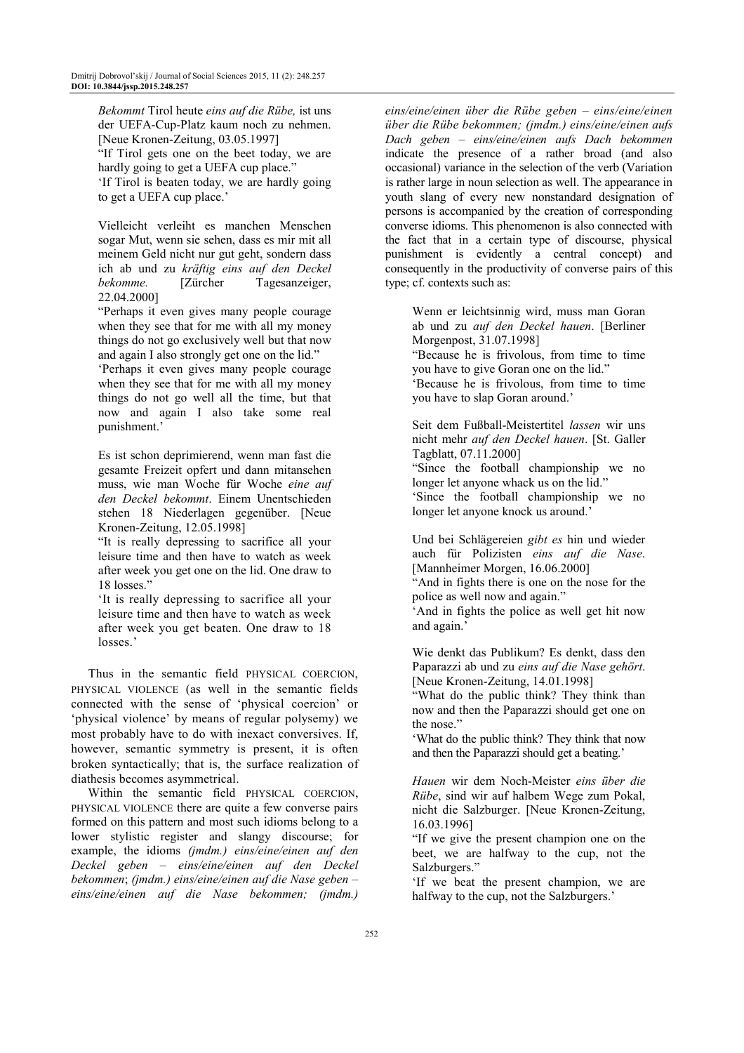*Bekommt* Tirol heute *eins auf die Rübe,* ist uns der UEFA-Cup-Platz kaum noch zu nehmen. [Neue Kronen-Zeitung, 03.05.1997]

"If Tirol gets one on the beet today, we are hardly going to get a UEFA cup place."

'If Tirol is beaten today, we are hardly going to get a UEFA cup place.'

Vielleicht verleiht es manchen Menschen sogar Mut, wenn sie sehen, dass es mir mit all meinem Geld nicht nur gut geht, sondern dass ich ab und zu *kräftig eins auf den Deckel bekomme.* [Zürcher Tagesanzeiger, 22.04.2000]

"Perhaps it even gives many people courage when they see that for me with all my money things do not go exclusively well but that now and again I also strongly get one on the lid."

'Perhaps it even gives many people courage when they see that for me with all my money things do not go well all the time, but that now and again I also take some real punishment.'

Es ist schon deprimierend, wenn man fast die gesamte Freizeit opfert und dann mitansehen muss, wie man Woche für Woche *eine auf den Deckel bekommt*. Einem Unentschieden stehen 18 Niederlagen gegenüber. [Neue Kronen-Zeitung, 12.05.1998]

"It is really depressing to sacrifice all your leisure time and then have to watch as week after week you get one on the lid. One draw to 18 losses."

'It is really depressing to sacrifice all your leisure time and then have to watch as week after week you get beaten. One draw to 18 losses.'

Thus in the semantic field PHYSICAL COERCION, PHYSICAL VIOLENCE (as well in the semantic fields connected with the sense of 'physical coercion' or 'physical violence' by means of regular polysemy) we most probably have to do with inexact conversives. If, however, semantic symmetry is present, it is often broken syntactically; that is, the surface realization of diathesis becomes asymmetrical.

Within the semantic field PHYSICAL COERCION, PHYSICAL VIOLENCE there are quite a few converse pairs formed on this pattern and most such idioms belong to a lower stylistic register and slangy discourse; for example, the idioms *(jmdm.) eins/eine/einen auf den Deckel geben – eins/eine/einen auf den Deckel bekommen*; *(jmdm.) eins/eine/einen auf die Nase geben – eins/eine/einen auf die Nase bekommen; (jmdm.) eins/eine/einen über die Rübe geben – eins/eine/einen über die Rübe bekommen; (jmdm.) eins/eine/einen aufs Dach geben – eins/eine/einen aufs Dach bekommen* indicate the presence of a rather broad (and also occasional) variance in the selection of the verb (Variation is rather large in noun selection as well. The appearance in youth slang of every new nonstandard designation of persons is accompanied by the creation of corresponding converse idioms. This phenomenon is also connected with the fact that in a certain type of discourse, physical punishment is evidently a central concept) and consequently in the productivity of converse pairs of this type; cf. contexts such as:

Wenn er leichtsinnig wird, muss man Goran ab und zu *auf den Deckel hauen*. [Berliner Morgenpost, 31.07.1998]

"Because he is frivolous, from time to time you have to give Goran one on the lid."

'Because he is frivolous, from time to time you have to slap Goran around.'

Seit dem Fußball-Meistertitel *lassen* wir uns nicht mehr *auf den Deckel hauen*. [St. Galler Tagblatt, 07.11.2000]

"Since the football championship we no longer let anyone whack us on the lid."

'Since the football championship we no longer let anyone knock us around.'

Und bei Schlägereien *gibt es* hin und wieder auch für Polizisten *eins auf die Nase*. [Mannheimer Morgen, 16.06.2000]

"And in fights there is one on the nose for the police as well now and again."

'And in fights the police as well get hit now and again.'

Wie denkt das Publikum? Es denkt, dass den Paparazzi ab und zu *eins auf die Nase gehört*. [Neue Kronen-Zeitung, 14.01.1998]

"What do the public think? They think than now and then the Paparazzi should get one on the nose."

'What do the public think? They think that now and then the Paparazzi should get a beating.'

*Hauen* wir dem Noch-Meister *eins über die Rübe*, sind wir auf halbem Wege zum Pokal, nicht die Salzburger. [Neue Kronen-Zeitung, 16.03.1996]

"If we give the present champion one on the beet, we are halfway to the cup, not the Salzburgers."

'If we beat the present champion, we are halfway to the cup, not the Salzburgers.'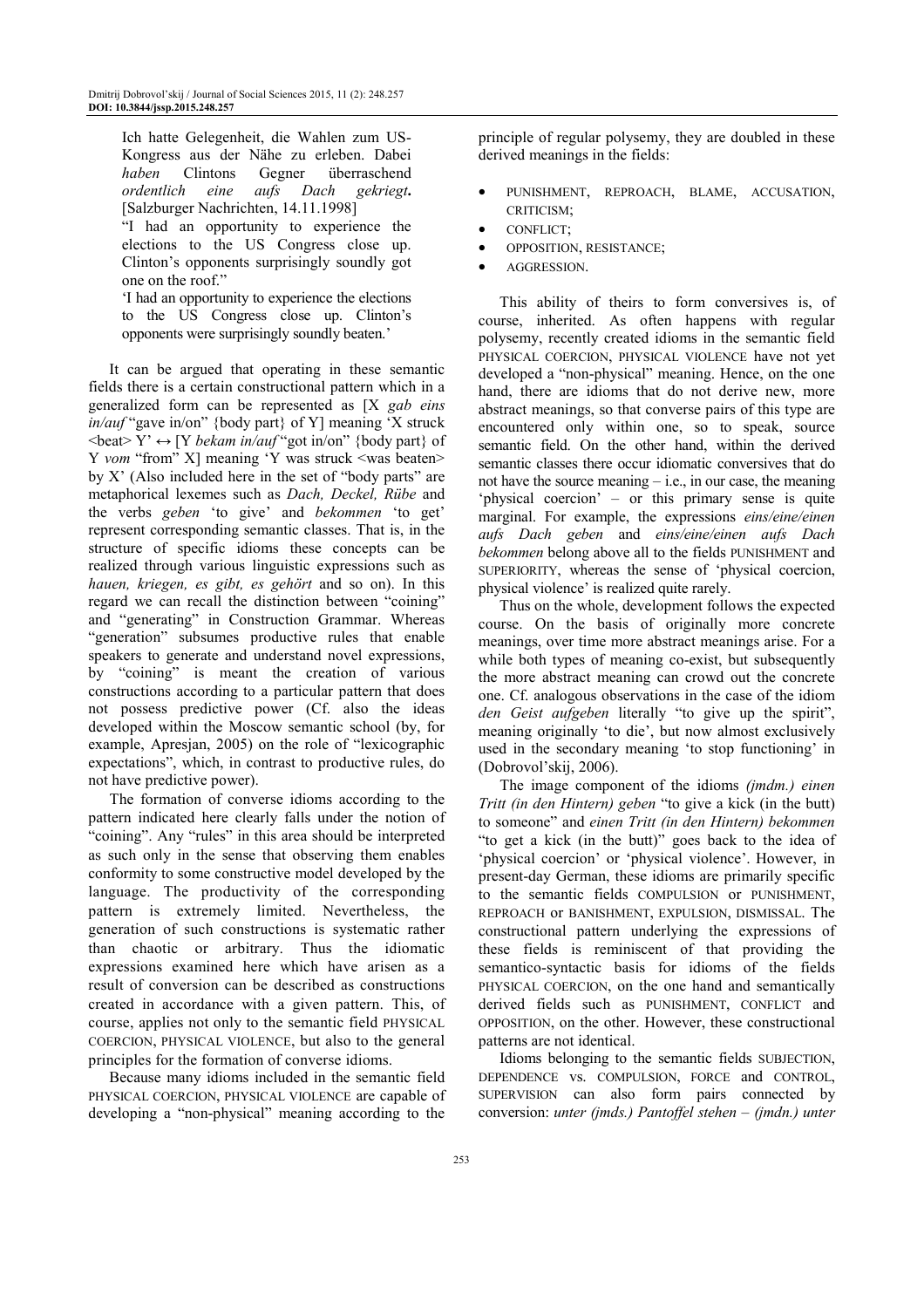> Ich hatte Gelegenheit, die Wahlen zum US-Kongress aus der Nähe zu erleben. Dabei *haben* Clintons Gegner überraschend *ordentlich eine aufs Dach gekriegt***.** [Salzburger Nachrichten, 14.11.1998]
>
> "I had an opportunity to experience the elections to the US Congress close up. Clinton's opponents surprisingly soundly got one on the roof."
>
> 'I had an opportunity to experience the elections to the US Congress close up. Clinton's opponents were surprisingly soundly beaten.'

It can be argued that operating in these semantic fields there is a certain constructional pattern which in a generalized form can be represented as [X *gab eins in/auf* "gave in/on" {body part} of Y] meaning 'X struck <beat> Y' ↔ [Y *bekam in/auf* "got in/on" {body part} of Y *vom* "from" X] meaning 'Y was struck <was beaten> by X' (Also included here in the set of "body parts" are metaphorical lexemes such as *Dach, Deckel, Rübe* and the verbs *geben* 'to give' and *bekommen* 'to get' represent corresponding semantic classes. That is, in the structure of specific idioms these concepts can be realized through various linguistic expressions such as *hauen, kriegen, es gibt, es gehört* and so on). In this regard we can recall the distinction between "coining" and "generating" in Construction Grammar. Whereas "generation" subsumes productive rules that enable speakers to generate and understand novel expressions, by "coining" is meant the creation of various constructions according to a particular pattern that does not possess predictive power (Cf. also the ideas developed within the Moscow semantic school (by, for example, Apresjan, 2005) on the role of "lexicographic expectations", which, in contrast to productive rules, do not have predictive power).

The formation of converse idioms according to the pattern indicated here clearly falls under the notion of "coining". Any "rules" in this area should be interpreted as such only in the sense that observing them enables conformity to some constructive model developed by the language. The productivity of the corresponding pattern is extremely limited. Nevertheless, the generation of such constructions is systematic rather than chaotic or arbitrary. Thus the idiomatic expressions examined here which have arisen as a result of conversion can be described as constructions created in accordance with a given pattern. This, of course, applies not only to the semantic field PHYSICAL COERCION, PHYSICAL VIOLENCE, but also to the general principles for the formation of converse idioms.

Because many idioms included in the semantic field PHYSICAL COERCION, PHYSICAL VIOLENCE are capable of developing a "non-physical" meaning according to the principle of regular polysemy, they are doubled in these derived meanings in the fields:

- PUNISHMENT, REPROACH, BLAME, ACCUSATION, CRITICISM;
- CONFLICT;
- OPPOSITION, RESISTANCE;
- AGGRESSION.

This ability of theirs to form conversives is, of course, inherited. As often happens with regular polysemy, recently created idioms in the semantic field PHYSICAL COERCION, PHYSICAL VIOLENCE have not yet developed a "non-physical" meaning. Hence, on the one hand, there are idioms that do not derive new, more abstract meanings, so that converse pairs of this type are encountered only within one, so to speak, source semantic field. On the other hand, within the derived semantic classes there occur idiomatic conversives that do not have the source meaning – i.e., in our case, the meaning 'physical coercion' – or this primary sense is quite marginal. For example, the expressions *eins/eine/einen aufs Dach geben* and *eins/eine/einen aufs Dach bekommen* belong above all to the fields PUNISHMENT and SUPERIORITY, whereas the sense of 'physical coercion, physical violence' is realized quite rarely.

Thus on the whole, development follows the expected course. On the basis of originally more concrete meanings, over time more abstract meanings arise. For a while both types of meaning co-exist, but subsequently the more abstract meaning can crowd out the concrete one. Cf. analogous observations in the case of the idiom *den Geist aufgeben* literally "to give up the spirit", meaning originally 'to die', but now almost exclusively used in the secondary meaning 'to stop functioning' in (Dobrovol'skij, 2006).

The image component of the idioms *(jmdm.) einen Tritt (in den Hintern) geben* "to give a kick (in the butt) to someone" and *einen Tritt (in den Hintern) bekommen* "to get a kick (in the butt)" goes back to the idea of 'physical coercion' or 'physical violence'. However, in present-day German, these idioms are primarily specific to the semantic fields COMPULSION or PUNISHMENT, REPROACH or BANISHMENT, EXPULSION, DISMISSAL. The constructional pattern underlying the expressions of these fields is reminiscent of that providing the semantico-syntactic basis for idioms of the fields PHYSICAL COERCION, on the one hand and semantically derived fields such as PUNISHMENT, CONFLICT and OPPOSITION, on the other. However, these constructional patterns are not identical.

Idioms belonging to the semantic fields SUBJECTION, DEPENDENCE vs. COMPULSION, FORCE and CONTROL, SUPERVISION can also form pairs connected by conversion: *unter (jmds.) Pantoffel stehen – (jmdn.) unter*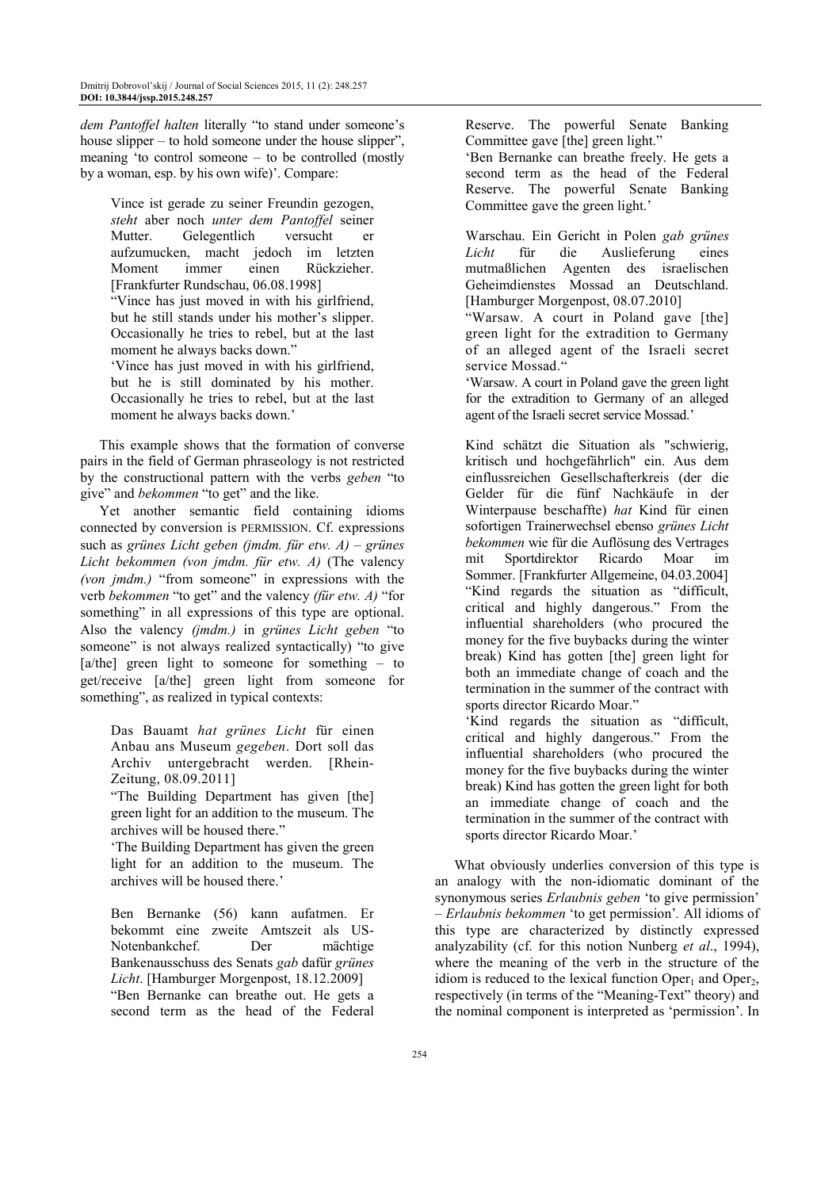*dem Pantoffel halten* literally "to stand under someone's house slipper – to hold someone under the house slipper", meaning 'to control someone – to be controlled (mostly by a woman, esp. by his own wife)'. Compare:

> Vince ist gerade zu seiner Freundin gezogen, *steht* aber noch *unter dem Pantoffel* seiner Mutter. Gelegentlich versucht er aufzumucken, macht jedoch im letzten Moment immer einen Rückzieher. [Frankfurter Rundschau, 06.08.1998]
> "Vince has just moved in with his girlfriend, but he still stands under his mother's slipper. Occasionally he tries to rebel, but at the last moment he always backs down."
> 'Vince has just moved in with his girlfriend, but he is still dominated by his mother. Occasionally he tries to rebel, but at the last moment he always backs down.'

This example shows that the formation of converse pairs in the field of German phraseology is not restricted by the constructional pattern with the verbs *geben* "to give" and *bekommen* "to get" and the like.

Yet another semantic field containing idioms connected by conversion is PERMISSION. Cf. expressions such as *grünes Licht geben (jmdm. für etw. A)* – *grünes Licht bekommen (von jmdm. für etw. A)* (The valency *(von jmdm.)* "from someone" in expressions with the verb *bekommen* "to get" and the valency *(für etw. A)* "for something" in all expressions of this type are optional. Also the valency *(jmdm.)* in *grünes Licht geben* "to someone" is not always realized syntactically) "to give [a/the] green light to someone for something – to get/receive [a/the] green light from someone for something", as realized in typical contexts:

> Das Bauamt *hat grünes Licht* für einen Anbau ans Museum *gegeben*. Dort soll das Archiv untergebracht werden. [Rhein-Zeitung, 08.09.2011]
> "The Building Department has given [the] green light for an addition to the museum. The archives will be housed there."
> 'The Building Department has given the green light for an addition to the museum. The archives will be housed there.'

> Ben Bernanke (56) kann aufatmen. Er bekommt eine zweite Amtszeit als US-Notenbankchef. Der mächtige Bankenausschuss des Senats *gab* dafür *grünes Licht*. [Hamburger Morgenpost, 18.12.2009]
> "Ben Bernanke can breathe out. He gets a second term as the head of the Federal Reserve. The powerful Senate Banking Committee gave [the] green light."
> 'Ben Bernanke can breathe freely. He gets a second term as the head of the Federal Reserve. The powerful Senate Banking Committee gave the green light.'

> Warschau. Ein Gericht in Polen *gab grünes Licht* für die Auslieferung eines mutmaßlichen Agenten des israelischen Geheimdienstes Mossad an Deutschland. [Hamburger Morgenpost, 08.07.2010]
> "Warsaw. A court in Poland gave [the] green light for the extradition to Germany of an alleged agent of the Israeli secret service Mossad."
> 'Warsaw. A court in Poland gave the green light for the extradition to Germany of an alleged agent of the Israeli secret service Mossad.'

> Kind schätzt die Situation als "schwierig, kritisch und hochgefährlich" ein. Aus dem einflussreichen Gesellschafterkreis (der die Gelder für die fünf Nachkäufe in der Winterpause beschaffte) *hat* Kind für einen sofortigen Trainerwechsel ebenso *grünes Licht bekommen* wie für die Auflösung des Vertrages mit Sportdirektor Ricardo Moar im Sommer. [Frankfurter Allgemeine, 04.03.2004]
> "Kind regards the situation as "difficult, critical and highly dangerous." From the influential shareholders (who procured the money for the five buybacks during the winter break) Kind has gotten [the] green light for both an immediate change of coach and the termination in the summer of the contract with sports director Ricardo Moar."
> 'Kind regards the situation as "difficult, critical and highly dangerous." From the influential shareholders (who procured the money for the five buybacks during the winter break) Kind has gotten the green light for both an immediate change of coach and the termination in the summer of the contract with sports director Ricardo Moar.'

What obviously underlies conversion of this type is an analogy with the non-idiomatic dominant of the synonymous series *Erlaubnis geben* 'to give permission' – *Erlaubnis bekommen* 'to get permission'. All idioms of this type are characterized by distinctly expressed analyzability (cf. for this notion Nunberg *et al*., 1994), where the meaning of the verb in the structure of the idiom is reduced to the lexical function $Oper_1$ and $Oper_2$, respectively (in terms of the "Meaning-Text" theory) and the nominal component is interpreted as 'permission'. In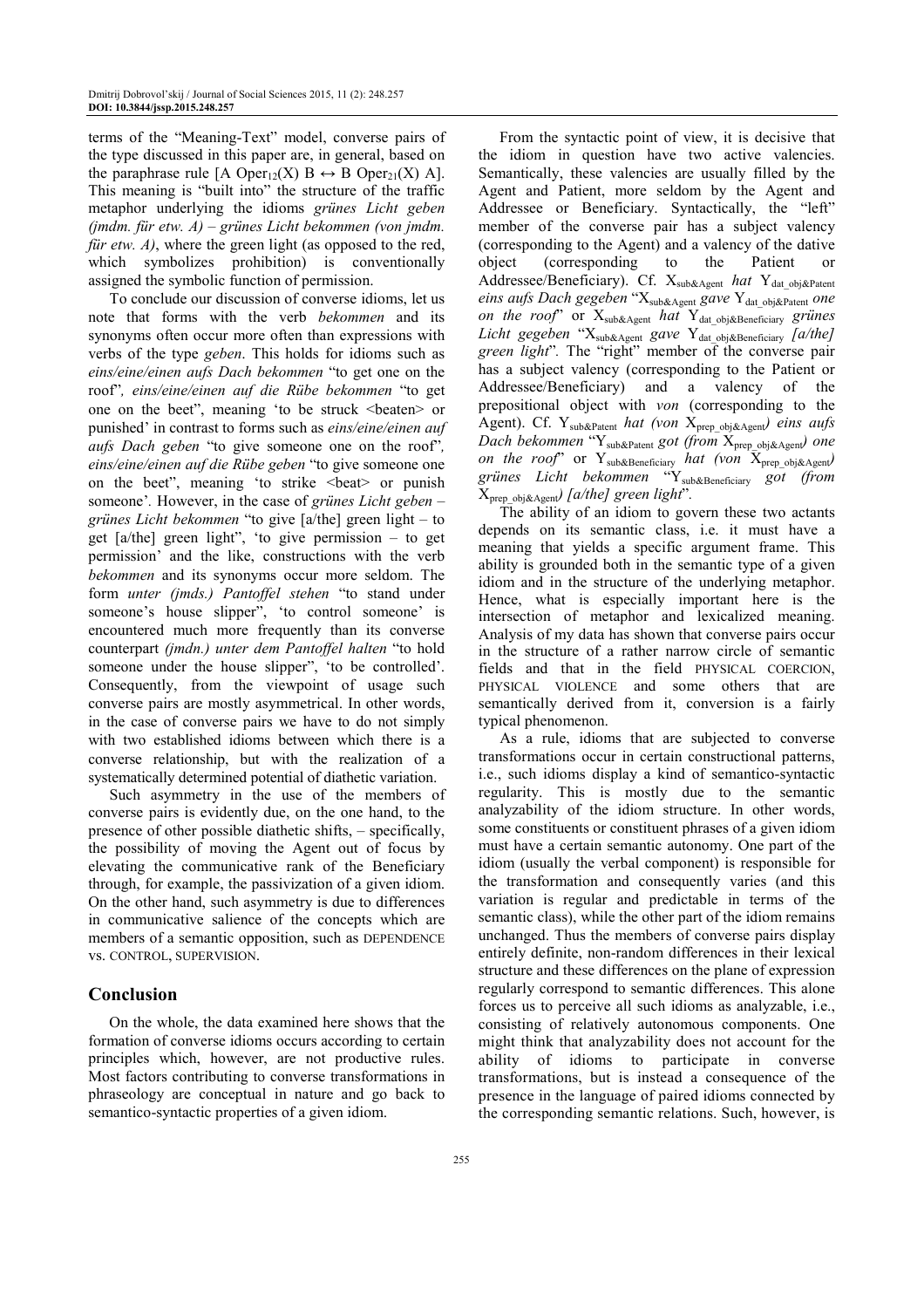terms of the "Meaning-Text" model, converse pairs of the type discussed in this paper are, in general, based on the paraphrase rule [A $Oper_{12}(X)$ B ↔ B $Oper_{21}(X)$ A]. This meaning is "built into" the structure of the traffic metaphor underlying the idioms *grünes Licht geben (jmdm. für etw. A) – grünes Licht bekommen (von jmdm. für etw. A)*, where the green light (as opposed to the red, which symbolizes prohibition) is conventionally assigned the symbolic function of permission.

To conclude our discussion of converse idioms, let us note that forms with the verb *bekommen* and its synonyms often occur more often than expressions with verbs of the type *geben*. This holds for idioms such as *eins/eine/einen aufs Dach bekommen* "to get one on the roof"*, eins/eine/einen auf die Rübe bekommen* "to get one on the beet", meaning 'to be struck <beaten> or punished' in contrast to forms such as *eins/eine/einen auf aufs Dach geben* "to give someone one on the roof"*, eins/eine/einen auf die Rübe geben* "to give someone one on the beet", meaning 'to strike <beat> or punish someone'. However, in the case of *grünes Licht geben – grünes Licht bekommen* "to give [a/the] green light – to get [a/the] green light", 'to give permission – to get permission' and the like, constructions with the verb *bekommen* and its synonyms occur more seldom. The form *unter (jmds.) Pantoffel stehen* "to stand under someone's house slipper", 'to control someone' is encountered much more frequently than its converse counterpart *(jmdn.) unter dem Pantoffel halten* "to hold someone under the house slipper", 'to be controlled'. Consequently, from the viewpoint of usage such converse pairs are mostly asymmetrical. In other words, in the case of converse pairs we have to do not simply with two established idioms between which there is a converse relationship, but with the realization of a systematically determined potential of diathetic variation.

Such asymmetry in the use of the members of converse pairs is evidently due, on the one hand, to the presence of other possible diathetic shifts, – specifically, the possibility of moving the Agent out of focus by elevating the communicative rank of the Beneficiary through, for example, the passivization of a given idiom. On the other hand, such asymmetry is due to differences in communicative salience of the concepts which are members of a semantic opposition, such as DEPENDENCE vs. CONTROL, SUPERVISION.

## Conclusion

On the whole, the data examined here shows that the formation of converse idioms occurs according to certain principles which, however, are not productive rules. Most factors contributing to converse transformations in phraseology are conceptual in nature and go back to semantico-syntactic properties of a given idiom.

From the syntactic point of view, it is decisive that the idiom in question have two active valencies. Semantically, these valencies are usually filled by the Agent and Patient, more seldom by the Agent and Addressee or Beneficiary. Syntactically, the "left" member of the converse pair has a subject valency (corresponding to the Agent) and a valency of the dative object (corresponding to the Patient or Addressee/Beneficiary). Cf. $X_{sub\&Agent}$ *hat* $Y_{dat\_obj\&Patent}$ *eins aufs Dach gegeben* "$X_{sub\&Agent}$ *gave* $Y_{dat\_obj\&Patent}$ *one on the roof*" or $X_{sub\&Agent}$ *hat* $Y_{dat\_obj\&Beneficiary}$ *grünes Licht gegeben* "$X_{sub\&Agent}$ *gave* $Y_{dat\_obj\&Beneficiary}$ *[a/the] green light*". The "right" member of the converse pair has a subject valency (corresponding to the Patient or Addressee/Beneficiary) and a valency of the prepositional object with *von* (corresponding to the Agent). Cf. $Y_{sub\&Patent}$ *hat (von* $X_{prep\_obj\&Agent}$*) eins aufs Dach bekommen* "$Y_{sub\&Patent}$ *got (from* $X_{prep\_obj\&Agent}$*) one on the roof*" or $Y_{sub\&Beneficiary}$ *hat (von* $X_{prep\_obj\&Agent}$*) grünes Licht bekommen* "$Y_{sub\&Beneficiary}$ *got (from* $X_{prep\_obj\&Agent}$*) [a/the] green light*".

The ability of an idiom to govern these two actants depends on its semantic class, i.e. it must have a meaning that yields a specific argument frame. This ability is grounded both in the semantic type of a given idiom and in the structure of the underlying metaphor. Hence, what is especially important here is the intersection of metaphor and lexicalized meaning. Analysis of my data has shown that converse pairs occur in the structure of a rather narrow circle of semantic fields and that in the field PHYSICAL COERCION, PHYSICAL VIOLENCE and some others that are semantically derived from it, conversion is a fairly typical phenomenon.

As a rule, idioms that are subjected to converse transformations occur in certain constructional patterns, i.e., such idioms display a kind of semantico-syntactic regularity. This is mostly due to the semantic analyzability of the idiom structure. In other words, some constituents or constituent phrases of a given idiom must have a certain semantic autonomy. One part of the idiom (usually the verbal component) is responsible for the transformation and consequently varies (and this variation is regular and predictable in terms of the semantic class), while the other part of the idiom remains unchanged. Thus the members of converse pairs display entirely definite, non-random differences in their lexical structure and these differences on the plane of expression regularly correspond to semantic differences. This alone forces us to perceive all such idioms as analyzable, i.e., consisting of relatively autonomous components. One might think that analyzability does not account for the ability of idioms to participate in converse transformations, but is instead a consequence of the presence in the language of paired idioms connected by the corresponding semantic relations. Such, however, is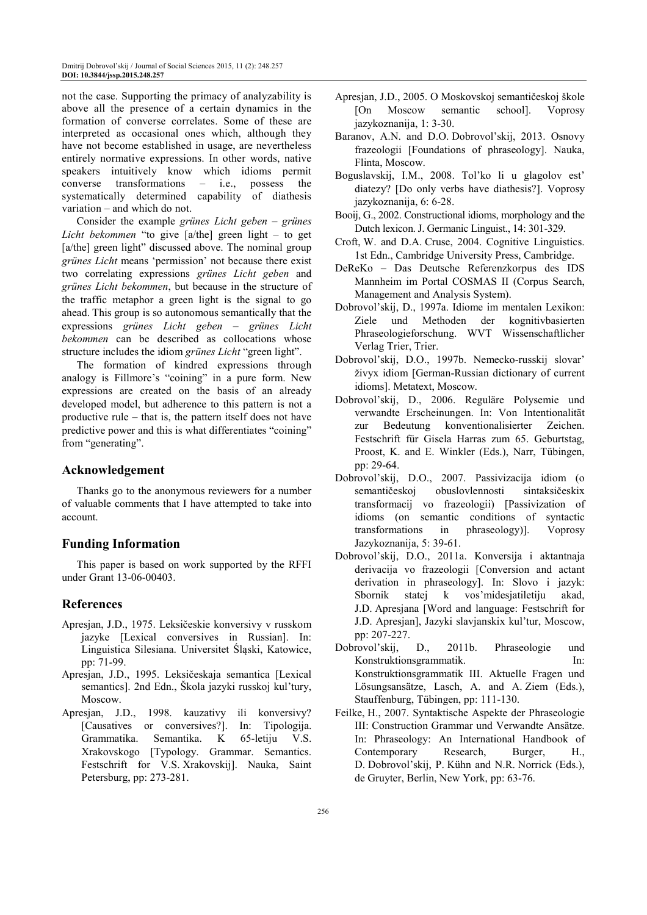not the case. Supporting the primacy of analyzability is above all the presence of a certain dynamics in the formation of converse correlates. Some of these are interpreted as occasional ones which, although they have not become established in usage, are nevertheless entirely normative expressions. In other words, native speakers intuitively know which idioms permit converse transformations – i.e., possess the systematically determined capability of diathesis variation – and which do not.

Consider the example *grünes Licht geben – grünes Licht bekommen* "to give [a/the] green light – to get [a/the] green light" discussed above. The nominal group *grünes Licht* means 'permission' not because there exist two correlating expressions *grünes Licht geben* and *grünes Licht bekommen*, but because in the structure of the traffic metaphor a green light is the signal to go ahead. This group is so autonomous semantically that the expressions *grünes Licht geben – grünes Licht bekommen* can be described as collocations whose structure includes the idiom *grünes Licht* "green light".

The formation of kindred expressions through analogy is Fillmore's "coining" in a pure form. New expressions are created on the basis of an already developed model, but adherence to this pattern is not a productive rule – that is, the pattern itself does not have predictive power and this is what differentiates "coining" from "generating".

## Acknowledgement

Thanks go to the anonymous reviewers for a number of valuable comments that I have attempted to take into account.

## Funding Information

This paper is based on work supported by the RFFI under Grant 13-06-00403.

## References

Apresjan, J.D., 1975. Leksičeskie konversivy v russkom jazyke [Lexical conversives in Russian]. In: Linguistica Silesiana. Universitet Śląski, Katowice, pp: 71-99.

Apresjan, J.D., 1995. Leksičeskaja semantica [Lexical semantics]. 2nd Edn., Škola jazyki russkoj kul'tury, Moscow.

Apresjan, J.D., 1998. kauzativy ili konversivy? [Causatives or conversives?]. In: Tipologija. Grammatika. Semantika. K 65-letiju V.S. Xrakovskogo [Typology. Grammar. Semantics. Festschrift for V.S. Xrakovskij]. Nauka, Saint Petersburg, pp: 273-281.

Apresjan, J.D., 2005. O Moskovskoj semantičeskoj škole [On Moscow semantic school]. Voprosy jazykoznanija, 1: 3-30.

Baranov, A.N. and D.O. Dobrovol'skij, 2013. Osnovy frazeologii [Foundations of phraseology]. Nauka, Flinta, Moscow.

Boguslavskij, I.M., 2008. Tol'ko li u glagolov est' diatezy? [Do only verbs have diathesis?]. Voprosy jazykoznanija, 6: 6-28.

Booij, G., 2002. Constructional idioms, morphology and the Dutch lexicon. J. Germanic Linguist., 14: 301-329.

Croft, W. and D.A. Cruse, 2004. Cognitive Linguistics. 1st Edn., Cambridge University Press, Cambridge.

DeReKo – Das Deutsche Referenzkorpus des IDS Mannheim im Portal COSMAS II (Corpus Search, Management and Analysis System).

Dobrovol'skij, D., 1997a. Idiome im mentalen Lexikon: Ziele und Methoden der kognitivbasierten Phraseologieforschung. WVT Wissenschaftlicher Verlag Trier, Trier.

Dobrovol'skij, D.O., 1997b. Nemecko-russkij slovar' živyx idiom [German-Russian dictionary of current idioms]. Metatext, Moscow.

Dobrovol'skij, D., 2006. Reguläre Polysemie und verwandte Erscheinungen. In: Von Intentionalität zur Bedeutung konventionalisierter Zeichen. Festschrift für Gisela Harras zum 65. Geburtstag, Proost, K. and E. Winkler (Eds.), Narr, Tübingen, pp: 29-64.

Dobrovol'skij, D.O., 2007. Passivizacija idiom (o semantičeskoj obuslovlennosti sintaksičeskix transformacij vo frazeologii) [Passivization of idioms (on semantic conditions of syntactic transformations in phraseology)]. Voprosy Jazykoznanija, 5: 39-61.

Dobrovol'skij, D.O., 2011a. Konversija i aktantnaja derivacija vo frazeologii [Conversion and actant derivation in phraseology]. In: Slovo i jazyk: Sbornik statej k vos'midesjatiletiju akad, J.D. Apresjana [Word and language: Festschrift for J.D. Apresjan], Jazyki slavjanskix kul'tur, Moscow, pp: 207-227.

Dobrovol'skij, D., 2011b. Phraseologie und Konstruktionsgrammatik. In: Konstruktionsgrammatik III. Aktuelle Fragen und Lösungsansätze, Lasch, A. and A. Ziem (Eds.), Stauffenburg, Tübingen, pp: 111-130.

Feilke, H., 2007. Syntaktische Aspekte der Phraseologie III: Construction Grammar und Verwandte Ansätze. In: Phraseology: An International Handbook of Contemporary Research, Burger, H., D. Dobrovol'skij, P. Kühn and N.R. Norrick (Eds.), de Gruyter, Berlin, New York, pp: 63-76.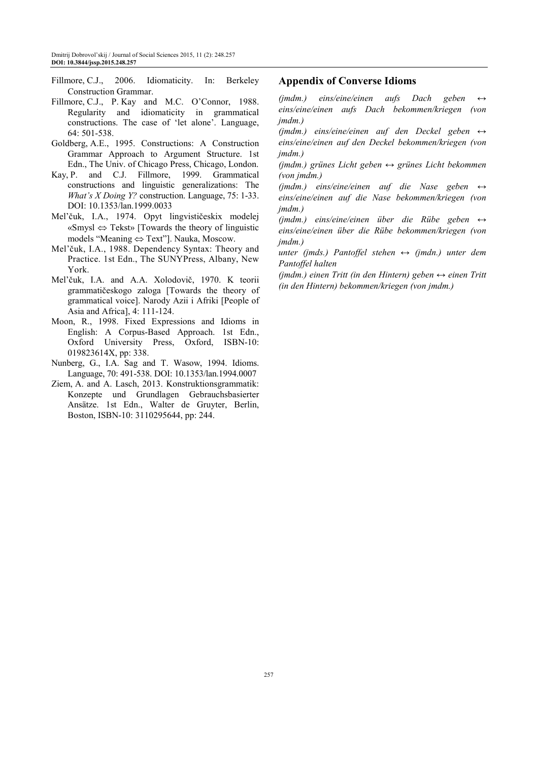Fillmore, C.J., 2006. Idiomaticity. In: Berkeley Construction Grammar.

Fillmore, C.J., P. Kay and M.C. O'Connor, 1988. Regularity and idiomaticity in grammatical constructions. The case of 'let alone'. Language, 64: 501-538.

Goldberg, A.E., 1995. Constructions: A Construction Grammar Approach to Argument Structure. 1st Edn., The Univ. of Chicago Press, Chicago, London.

Kay, P. and C.J. Fillmore, 1999. Grammatical constructions and linguistic generalizations: The *What's X Doing Y?* construction. Language, 75: 1-33. DOI: 10.1353/lan.1999.0033

Mel'čuk, I.A., 1974. Opyt lingvističeskix modelej «Smysl ⇔ Tekst» [Towards the theory of linguistic models "Meaning ⇔ Text"]. Nauka, Moscow.

Mel'čuk, I.A., 1988. Dependency Syntax: Theory and Practice. 1st Edn., The SUNYPress, Albany, New York.

Mel'čuk, I.A. and A.A. Xolodovič, 1970. K teorii grammatičeskogo zaloga [Towards the theory of grammatical voice]. Narody Azii i Afriki [People of Asia and Africa], 4: 111-124.

Moon, R., 1998. Fixed Expressions and Idioms in English: A Corpus-Based Approach. 1st Edn., Oxford University Press, Oxford, ISBN-10: 019823614X, pp: 338.

Nunberg, G., I.A. Sag and T. Wasow, 1994. Idioms. Language, 70: 491-538. DOI: 10.1353/lan.1994.0007

Ziem, A. and A. Lasch, 2013. Konstruktionsgrammatik: Konzepte und Grundlagen Gebrauchsbasierter Ansätze. 1st Edn., Walter de Gruyter, Berlin, Boston, ISBN-10: 3110295644, pp: 244.

## Appendix of Converse Idioms

*(jmdm.) eins/eine/einen aufs Dach geben ↔ eins/eine/einen aufs Dach bekommen/kriegen (von jmdm.)*

*(jmdm.) eins/eine/einen auf den Deckel geben ↔ eins/eine/einen auf den Deckel bekommen/kriegen (von jmdm.)*

*(jmdm.) grünes Licht geben ↔ grünes Licht bekommen (von jmdm.)*

*(jmdm.) eins/eine/einen auf die Nase geben ↔ eins/eine/einen auf die Nase bekommen/kriegen (von jmdm.)*

*(jmdm.) eins/eine/einen über die Rübe geben ↔ eins/eine/einen über die Rübe bekommen/kriegen (von jmdm.)*

*unter (jmds.) Pantoffel stehen ↔ (jmdn.) unter dem Pantoffel halten*

*(jmdm.) einen Tritt (in den Hintern) geben ↔ einen Tritt (in den Hintern) bekommen/kriegen (von jmdm.)*